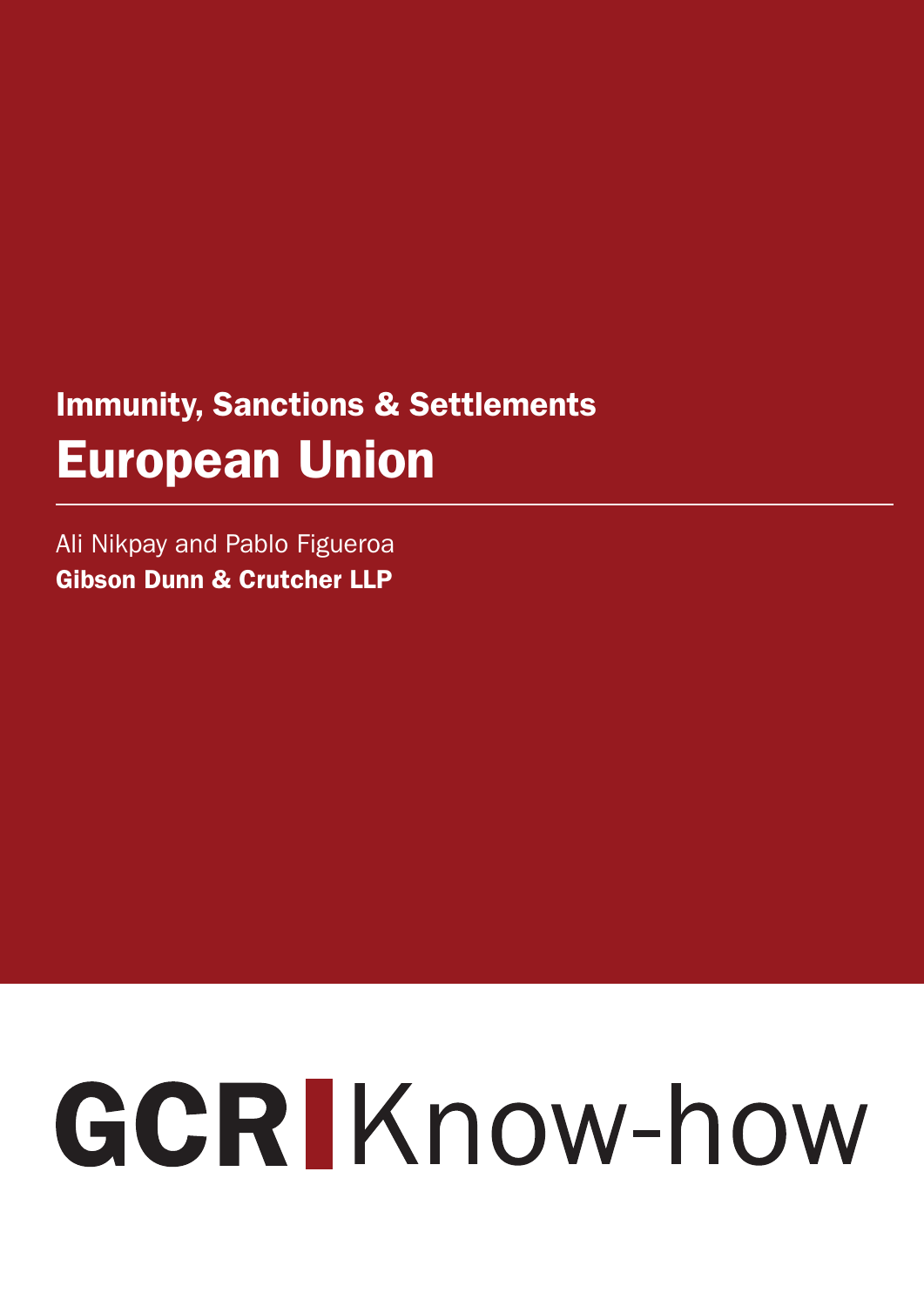## Immunity, Sanctions & Settlements

# European Union

Ali Nikpay and Pablo Figueroa

**Gibson Dunn & Crutcher LLP**

**GCR** Know-how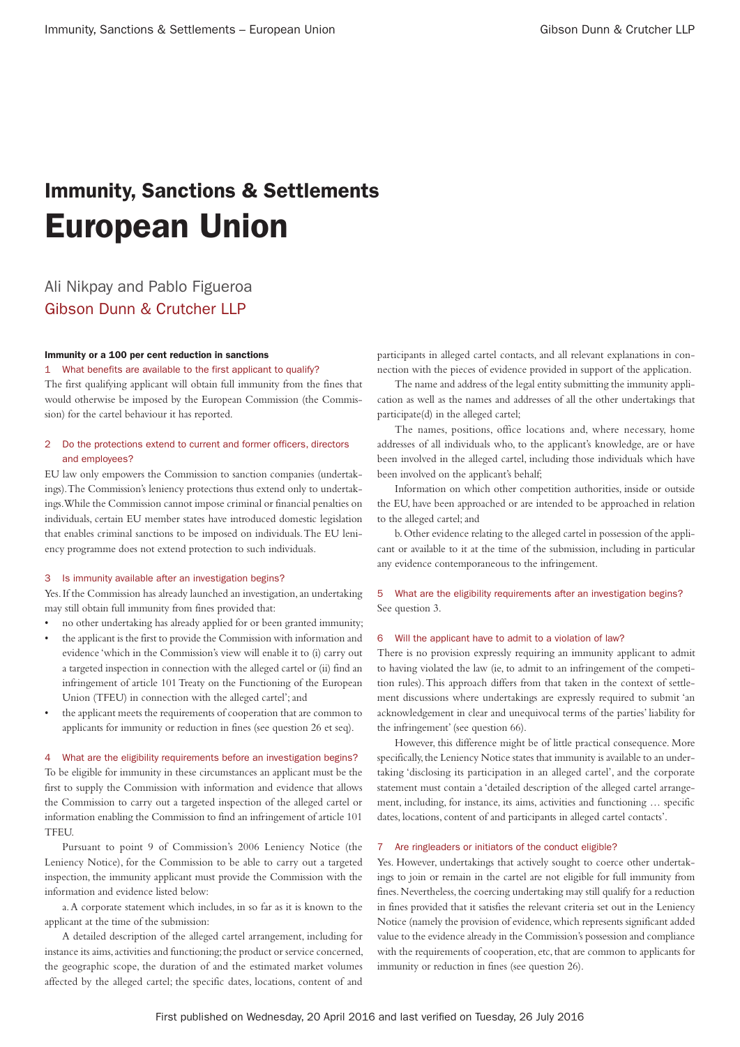# Immunity, Sanctions & Settlements

# European Union

Ali Nikpay and Pablo Figueroa

Gibson Dunn & Crutcher LLP

### Immunity or a 100 per cent reduction in sanctions

**1 What benefits are available to the first applicant to qualify?**

The first qualifying applicant will obtain full immunity from the fines that would otherwise be imposed by the European Commission (the Commission) for the cartel behaviour it has reported.

**2 Do the protections extend to current and former officers, directors and employees?**

EU law only empowers the Commission to sanction companies (undertakings). The Commission's leniency protections thus extend only to undertakings. While the Commission cannot impose criminal or financial penalties on individuals, certain EU member states have introduced domestic legislation that enables criminal sanctions to be imposed on individuals. The EU leniency programme does not extend protection to such individuals.

**3 Is immunity available after an investigation begins?**

Yes. If the Commission has already launched an investigation, an undertaking may still obtain full immunity from fines provided that:

- no other undertaking has already applied for or been granted immunity;
- the applicant is the first to provide the Commission with information and evidence 'which in the Commission's view will enable it to (i) carry out a targeted inspection in connection with the alleged cartel or (ii) find an infringement of article 101 Treaty on the Functioning of the European Union (TFEU) in connection with the alleged cartel'; and
- the applicant meets the requirements of cooperation that are common to applicants for immunity or reduction in fines (see question 26 et seq).

**4 What are the eligibility requirements before an investigation begins?**

To be eligible for immunity in these circumstances an applicant must be the first to supply the Commission with information and evidence that allows the Commission to carry out a targeted inspection of the alleged cartel or information enabling the Commission to find an infringement of article 101 TFEU.

Pursuant to point 9 of Commission's 2006 Leniency Notice (the Leniency Notice), for the Commission to be able to carry out a targeted inspection, the immunity applicant must provide the Commission with the information and evidence listed below:

a. A corporate statement which includes, in so far as it is known to the applicant at the time of the submission:

A detailed description of the alleged cartel arrangement, including for instance its aims, activities and functioning; the product or service concerned, the geographic scope, the duration of and the estimated market volumes affected by the alleged cartel; the specific dates, locations, content of and participants in alleged cartel contacts, and all relevant explanations in connection with the pieces of evidence provided in support of the application.

The name and address of the legal entity submitting the immunity application as well as the names and addresses of all the other undertakings that participate(d) in the alleged cartel;

The names, positions, office locations and, where necessary, home addresses of all individuals who, to the applicant's knowledge, are or have been involved in the alleged cartel, including those individuals which have been involved on the applicant's behalf;

Information on which other competition authorities, inside or outside the EU, have been approached or are intended to be approached in relation to the alleged cartel; and

b. Other evidence relating to the alleged cartel in possession of the applicant or available to it at the time of the submission, including in particular any evidence contemporaneous to the infringement.

**5 What are the eligibility requirements after an investigation begins?**

See question 3.

**6 Will the applicant have to admit to a violation of law?**

There is no provision expressly requiring an immunity applicant to admit to having violated the law (ie, to admit to an infringement of the competition rules). This approach differs from that taken in the context of settlement discussions where undertakings are expressly required to submit 'an acknowledgement in clear and unequivocal terms of the parties' liability for the infringement' (see question 66).

However, this difference might be of little practical consequence. More specifically, the Leniency Notice states that immunity is available to an undertaking 'disclosing its participation in an alleged cartel', and the corporate statement must contain a 'detailed description of the alleged cartel arrangement, including, for instance, its aims, activities and functioning … specific dates, locations, content of and participants in alleged cartel contacts'.

**7 Are ringleaders or initiators of the conduct eligible?**

Yes. However, undertakings that actively sought to coerce other undertakings to join or remain in the cartel are not eligible for full immunity from fines. Nevertheless, the coercing undertaking may still qualify for a reduction in fines provided that it satisfies the relevant criteria set out in the Leniency Notice (namely the provision of evidence, which represents significant added value to the evidence already in the Commission's possession and compliance with the requirements of cooperation, etc, that are common to applicants for immunity or reduction in fines (see question 26).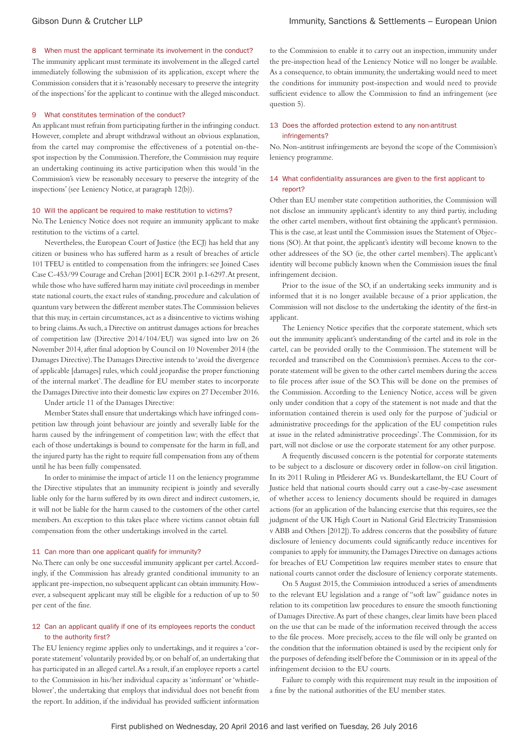### 8 When must the applicant terminate its involvement in the conduct?

The immunity applicant must terminate its involvement in the alleged cartel immediately following the submission of its application, except where the Commission considers that it is 'reasonably necessary to preserve the integrity of the inspections' for the applicant to continue with the alleged misconduct.

### 9 What constitutes termination of the conduct?

An applicant must refrain from participating further in the infringing conduct. However, complete and abrupt withdrawal without an obvious explanation, from the cartel may compromise the effectiveness of a potential on-the-spot inspection by the Commission. Therefore, the Commission may require an undertaking continuing its active participation when this would 'in the Commission's view be reasonably necessary to preserve the integrity of the inspections' (see Leniency Notice, at paragraph 12(b)).

### 10 Will the applicant be required to make restitution to victims?

No. The Leniency Notice does not require an immunity applicant to make restitution to the victims of a cartel.

Nevertheless, the European Court of Justice (the ECJ) has held that any citizen or business who has suffered harm as a result of breaches of article 101 TFEU is entitled to compensation from the infringers: see Joined Cases Case C-453/99 Courage and Crehan [2001] ECR 2001 p. I-6297. At present, while those who have suffered harm may initiate civil proceedings in member state national courts, the exact rules of standing, procedure and calculation of quantum vary between the different member states. The Commission believes that this may, in certain circumstances, act as a disincentive to victims wishing to bring claims. As such, a Directive on antitrust damages actions for breaches of competition law (Directive 2014/104/EU) was signed into law on 26 November 2014, after final adoption by Council on 10 November 2014 (the Damages Directive). The Damages Directive intends to 'avoid the divergence of applicable [damages] rules, which could jeopardise the proper functioning of the internal market'. The deadline for EU member states to incorporate the Damages Directive into their domestic law expires on 27 December 2016.

Under article 11 of the Damages Directive:

Member States shall ensure that undertakings which have infringed competition law through joint behaviour are jointly and severally liable for the harm caused by the infringement of competition law; with the effect that each of those undertakings is bound to compensate for the harm in full, and the injured party has the right to require full compensation from any of them until he has been fully compensated.

In order to minimise the impact of article 11 on the leniency programme the Directive stipulates that an immunity recipient is jointly and severally liable only for the harm suffered by its own direct and indirect customers, ie, it will not be liable for the harm caused to the customers of the other cartel members. An exception to this takes place where victims cannot obtain full compensation from the other undertakings involved in the cartel.

### 11 Can more than one applicant qualify for immunity?

No. There can only be one successful immunity applicant per cartel. Accordingly, if the Commission has already granted conditional immunity to an applicant pre-inspection, no subsequent applicant can obtain immunity. However, a subsequent applicant may still be eligible for a reduction of up to 50 per cent of the fine.

### 12 Can an applicant qualify if one of its employees reports the conduct to the authority first?

The EU leniency regime applies only to undertakings, and it requires a 'corporate statement' voluntarily provided by, or on behalf of, an undertaking that has participated in an alleged cartel. As a result, if an employee reports a cartel to the Commission in his/her individual capacity as 'informant' or 'whistleblower', the undertaking that employs that individual does not benefit from the report. In addition, if the individual has provided sufficient information to the Commission to enable it to carry out an inspection, immunity under the pre-inspection head of the Leniency Notice will no longer be available. As a consequence, to obtain immunity, the undertaking would need to meet the conditions for immunity post-inspection and would need to provide sufficient evidence to allow the Commission to find an infringement (see question 5).

### 13 Does the afforded protection extend to any non-antitrust infringements?

No. Non-antitrust infringements are beyond the scope of the Commission's leniency programme.

### 14 What confidentiality assurances are given to the first applicant to report?

Other than EU member state competition authorities, the Commission will not disclose an immunity applicant's identity to any third partiy, including the other cartel members, without first obtaining the applicant's permission. This is the case, at least until the Commission issues the Statement of Objections (SO). At that point, the applicant's identity will become known to the other addressees of the SO (ie, the other cartel members). The applicant's identity will become publicly known when the Commission issues the final infringement decision.

Prior to the issue of the SO, if an undertaking seeks immunity and is informed that it is no longer available because of a prior application, the Commission will not disclose to the undertaking the identity of the first-in applicant.

The Leniency Notice specifies that the corporate statement, which sets out the immunity applicant's understanding of the cartel and its role in the cartel, can be provided orally to the Commission. The statement will be recorded and transcribed on the Commission's premises. Access to the corporate statement will be given to the other cartel members during the access to file process after issue of the SO. This will be done on the premises of the Commission. According to the Leniency Notice, access will be given only under condition that a copy of the statement is not made and that the information contained therein is used only for the purpose of 'judicial or administrative proceedings for the application of the EU competition rules at issue in the related administrative proceedings'. The Commission, for its part, will not disclose or use the corporate statement for any other purpose.

A frequently discussed concern is the potential for corporate statements to be subject to a disclosure or discovery order in follow-on civil litigation. In its 2011 Ruling in Pfleiderer AG vs. Bundeskartellamt, the EU Court of Justice held that national courts should carry out a case-by-case assessment of whether access to leniency documents should be required in damages actions (for an application of the balancing exercise that this requires, see the judgment of the UK High Court in National Grid Electricity Transmission v ABB and Others [2012]). To address concerns that the possibility of future disclosure of leniency documents could significantly reduce incentives for companies to apply for immunity, the Damages Directive on damages actions for breaches of EU Competition law requires member states to ensure that national courts cannot order the disclosure of leniency corporate statements.

On 5 August 2015, the Commission introduced a series of amendments to the relevant EU legislation and a range of "soft law" guidance notes in relation to its competition law procedures to ensure the smooth functioning of Damages Directive. As part of these changes, clear limits have been placed on the use that can be made of the information received through the access to the file process. More precisely, access to the file will only be granted on the condition that the information obtained is used by the recipient only for the purposes of defending itself before the Commission or in its appeal of the infringement decision to the EU courts.

Failure to comply with this requirement may result in the imposition of a fine by the national authorities of the EU member states.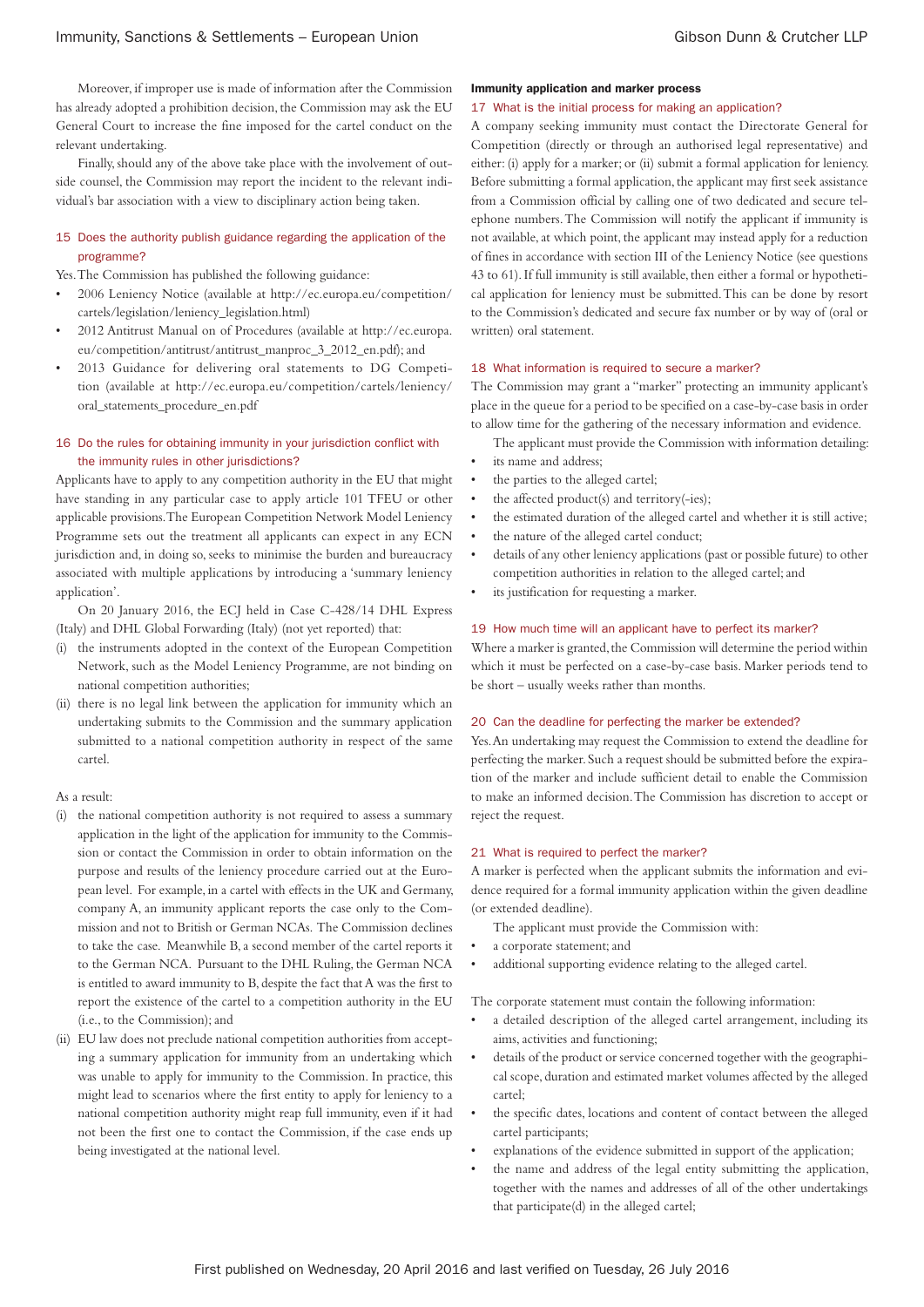Moreover, if improper use is made of information after the Commission has already adopted a prohibition decision, the Commission may ask the EU General Court to increase the fine imposed for the cartel conduct on the relevant undertaking.

Finally, should any of the above take place with the involvement of outside counsel, the Commission may report the incident to the relevant individual's bar association with a view to disciplinary action being taken.

### 15 Does the authority publish guidance regarding the application of the programme?

Yes. The Commission has published the following guidance:

- 2006 Leniency Notice (available at http://ec.europa.eu/competition/cartels/legislation/leniency_legislation.html)
- 2012 Antitrust Manual on of Procedures (available at http://ec.europa.eu/competition/antitrust/antitrust_manproc_3_2012_en.pdf); and
- 2013 Guidance for delivering oral statements to DG Competition (available at http://ec.europa.eu/competition/cartels/leniency/oral_statements_procedure_en.pdf

### 16 Do the rules for obtaining immunity in your jurisdiction conflict with the immunity rules in other jurisdictions?

Applicants have to apply to any competition authority in the EU that might have standing in any particular case to apply article 101 TFEU or other applicable provisions. The European Competition Network Model Leniency Programme sets out the treatment all applicants can expect in any ECN jurisdiction and, in doing so, seeks to minimise the burden and bureaucracy associated with multiple applications by introducing a 'summary leniency application'.

On 20 January 2016, the ECJ held in Case C-428/14 DHL Express (Italy) and DHL Global Forwarding (Italy) (not yet reported) that:

(i) the instruments adopted in the context of the European Competition Network, such as the Model Leniency Programme, are not binding on national competition authorities;
(ii) there is no legal link between the application for immunity which an undertaking submits to the Commission and the summary application submitted to a national competition authority in respect of the same cartel.

As a result:

(i) the national competition authority is not required to assess a summary application in the light of the application for immunity to the Commission or contact the Commission in order to obtain information on the purpose and results of the leniency procedure carried out at the European level. For example, in a cartel with effects in the UK and Germany, company A, an immunity applicant reports the case only to the Commission and not to British or German NCAs. The Commission declines to take the case. Meanwhile B, a second member of the cartel reports it to the German NCA. Pursuant to the DHL Ruling, the German NCA is entitled to award immunity to B, despite the fact that A was the first to report the existence of the cartel to a competition authority in the EU (i.e., to the Commission); and
(ii) EU law does not preclude national competition authorities from accepting a summary application for immunity from an undertaking which was unable to apply for immunity to the Commission. In practice, this might lead to scenarios where the first entity to apply for leniency to a national competition authority might reap full immunity, even if it had not been the first one to contact the Commission, if the case ends up being investigated at the national level.

## Immunity application and marker process

### 17 What is the initial process for making an application?

A company seeking immunity must contact the Directorate General for Competition (directly or through an authorised legal representative) and either: (i) apply for a marker; or (ii) submit a formal application for leniency. Before submitting a formal application, the applicant may first seek assistance from a Commission official by calling one of two dedicated and secure telephone numbers. The Commission will notify the applicant if immunity is not available, at which point, the applicant may instead apply for a reduction of fines in accordance with section III of the Leniency Notice (see questions 43 to 61). If full immunity is still available, then either a formal or hypothetical application for leniency must be submitted. This can be done by resort to the Commission's dedicated and secure fax number or by way of (oral or written) oral statement.

### 18 What information is required to secure a marker?

The Commission may grant a "marker" protecting an immunity applicant's place in the queue for a period to be specified on a case-by-case basis in order to allow time for the gathering of the necessary information and evidence.

The applicant must provide the Commission with information detailing:

- its name and address;
- the parties to the alleged cartel;
- the affected product(s) and territory(-ies);
- the estimated duration of the alleged cartel and whether it is still active;
- the nature of the alleged cartel conduct;
- details of any other leniency applications (past or possible future) to other competition authorities in relation to the alleged cartel; and
- its justification for requesting a marker.

### 19 How much time will an applicant have to perfect its marker?

Where a marker is granted, the Commission will determine the period within which it must be perfected on a case-by-case basis. Marker periods tend to be short – usually weeks rather than months.

### 20 Can the deadline for perfecting the marker be extended?

Yes. An undertaking may request the Commission to extend the deadline for perfecting the marker. Such a request should be submitted before the expiration of the marker and include sufficient detail to enable the Commission to make an informed decision. The Commission has discretion to accept or reject the request.

### 21 What is required to perfect the marker?

A marker is perfected when the applicant submits the information and evidence required for a formal immunity application within the given deadline (or extended deadline).

The applicant must provide the Commission with:

- a corporate statement; and
- additional supporting evidence relating to the alleged cartel.

The corporate statement must contain the following information:

- a detailed description of the alleged cartel arrangement, including its aims, activities and functioning;
- details of the product or service concerned together with the geographical scope, duration and estimated market volumes affected by the alleged cartel;
- the specific dates, locations and content of contact between the alleged cartel participants;
- explanations of the evidence submitted in support of the application;
- the name and address of the legal entity submitting the application, together with the names and addresses of all of the other undertakings that participate(d) in the alleged cartel;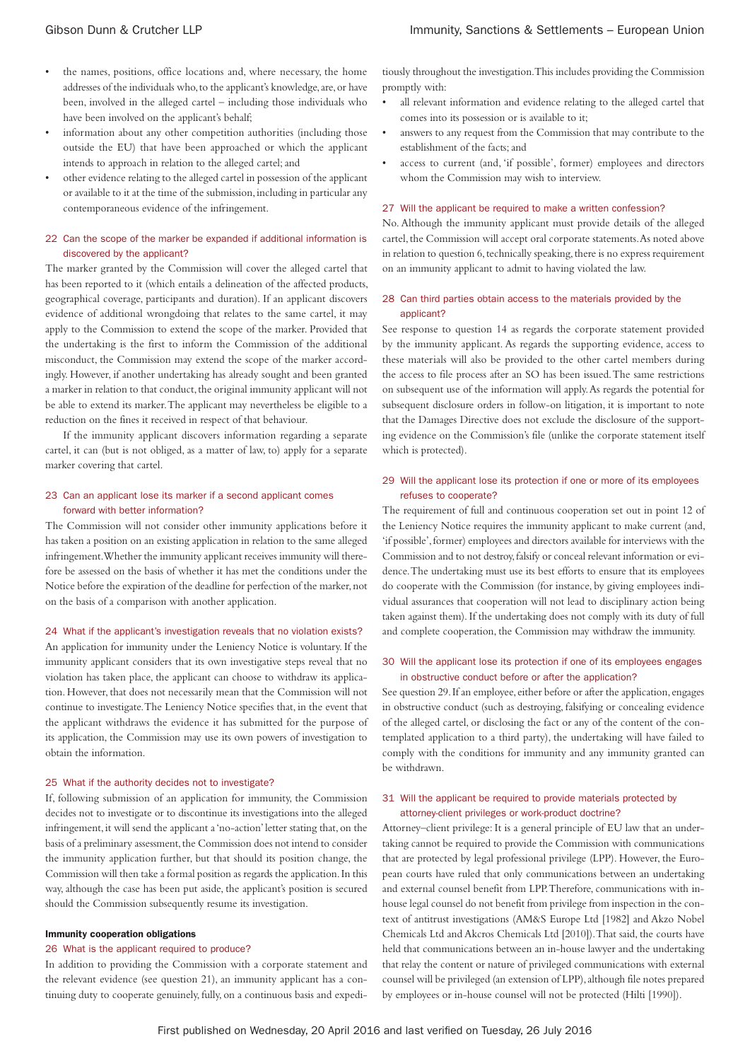- the names, positions, office locations and, where necessary, the home addresses of the individuals who, to the applicant's knowledge, are, or have been, involved in the alleged cartel – including those individuals who have been involved on the applicant's behalf;
- information about any other competition authorities (including those outside the EU) that have been approached or which the applicant intends to approach in relation to the alleged cartel; and
- other evidence relating to the alleged cartel in possession of the applicant or available to it at the time of the submission, including in particular any contemporaneous evidence of the infringement.

### 22 Can the scope of the marker be expanded if additional information is discovered by the applicant?

The marker granted by the Commission will cover the alleged cartel that has been reported to it (which entails a delineation of the affected products, geographical coverage, participants and duration). If an applicant discovers evidence of additional wrongdoing that relates to the same cartel, it may apply to the Commission to extend the scope of the marker. Provided that the undertaking is the first to inform the Commission of the additional misconduct, the Commission may extend the scope of the marker accordingly. However, if another undertaking has already sought and been granted a marker in relation to that conduct, the original immunity applicant will not be able to extend its marker. The applicant may nevertheless be eligible to a reduction on the fines it received in respect of that behaviour.

If the immunity applicant discovers information regarding a separate cartel, it can (but is not obliged, as a matter of law, to) apply for a separate marker covering that cartel.

### 23 Can an applicant lose its marker if a second applicant comes forward with better information?

The Commission will not consider other immunity applications before it has taken a position on an existing application in relation to the same alleged infringement. Whether the immunity applicant receives immunity will therefore be assessed on the basis of whether it has met the conditions under the Notice before the expiration of the deadline for perfection of the marker, not on the basis of a comparison with another application.

### 24 What if the applicant's investigation reveals that no violation exists?

An application for immunity under the Leniency Notice is voluntary. If the immunity applicant considers that its own investigative steps reveal that no violation has taken place, the applicant can choose to withdraw its application. However, that does not necessarily mean that the Commission will not continue to investigate. The Leniency Notice specifies that, in the event that the applicant withdraws the evidence it has submitted for the purpose of its application, the Commission may use its own powers of investigation to obtain the information.

### 25 What if the authority decides not to investigate?

If, following submission of an application for immunity, the Commission decides not to investigate or to discontinue its investigations into the alleged infringement, it will send the applicant a 'no-action' letter stating that, on the basis of a preliminary assessment, the Commission does not intend to consider the immunity application further, but that should its position change, the Commission will then take a formal position as regards the application. In this way, although the case has been put aside, the applicant's position is secured should the Commission subsequently resume its investigation.

## Immunity cooperation obligations

### 26 What is the applicant required to produce?

In addition to providing the Commission with a corporate statement and the relevant evidence (see question 21), an immunity applicant has a continuing duty to cooperate genuinely, fully, on a continuous basis and expeditiously throughout the investigation. This includes providing the Commission promptly with:

- all relevant information and evidence relating to the alleged cartel that comes into its possession or is available to it;
- answers to any request from the Commission that may contribute to the establishment of the facts; and
- access to current (and, 'if possible', former) employees and directors whom the Commission may wish to interview.

### 27 Will the applicant be required to make a written confession?

No. Although the immunity applicant must provide details of the alleged cartel, the Commission will accept oral corporate statements. As noted above in relation to question 6, technically speaking, there is no express requirement on an immunity applicant to admit to having violated the law.

### 28 Can third parties obtain access to the materials provided by the applicant?

See response to question 14 as regards the corporate statement provided by the immunity applicant. As regards the supporting evidence, access to these materials will also be provided to the other cartel members during the access to file process after an SO has been issued. The same restrictions on subsequent use of the information will apply. As regards the potential for subsequent disclosure orders in follow-on litigation, it is important to note that the Damages Directive does not exclude the disclosure of the supporting evidence on the Commission's file (unlike the corporate statement itself which is protected).

### 29 Will the applicant lose its protection if one or more of its employees refuses to cooperate?

The requirement of full and continuous cooperation set out in point 12 of the Leniency Notice requires the immunity applicant to make current (and, 'if possible', former) employees and directors available for interviews with the Commission and to not destroy, falsify or conceal relevant information or evidence. The undertaking must use its best efforts to ensure that its employees do cooperate with the Commission (for instance, by giving employees individual assurances that cooperation will not lead to disciplinary action being taken against them). If the undertaking does not comply with its duty of full and complete cooperation, the Commission may withdraw the immunity.

### 30 Will the applicant lose its protection if one of its employees engages in obstructive conduct before or after the application?

See question 29. If an employee, either before or after the application, engages in obstructive conduct (such as destroying, falsifying or concealing evidence of the alleged cartel, or disclosing the fact or any of the content of the contemplated application to a third party), the undertaking will have failed to comply with the conditions for immunity and any immunity granted can be withdrawn.

### 31 Will the applicant be required to provide materials protected by attorney-client privileges or work-product doctrine?

Attorney–client privilege: It is a general principle of EU law that an undertaking cannot be required to provide the Commission with communications that are protected by legal professional privilege (LPP). However, the European courts have ruled that only communications between an undertaking and external counsel benefit from LPP. Therefore, communications with in-house legal counsel do not benefit from privilege from inspection in the context of antitrust investigations (AM&S Europe Ltd [1982] and Akzo Nobel Chemicals Ltd and Akcros Chemicals Ltd [2010]). That said, the courts have held that communications between an in-house lawyer and the undertaking that relay the content or nature of privileged communications with external counsel will be privileged (an extension of LPP), although file notes prepared by employees or in-house counsel will not be protected (Hilti [1990]).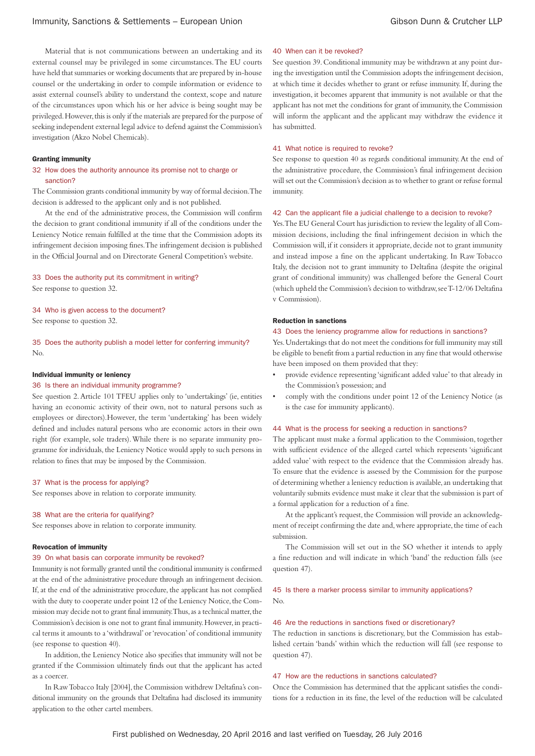Material that is not communications between an undertaking and its external counsel may be privileged in some circumstances. The EU courts have held that summaries or working documents that are prepared by in-house counsel or the undertaking in order to compile information or evidence to assist external counsel's ability to understand the context, scope and nature of the circumstances upon which his or her advice is being sought may be privileged. However, this is only if the materials are prepared for the purpose of seeking independent external legal advice to defend against the Commission's investigation (Akzo Nobel Chemicals).

### Granting immunity

#### 32 How does the authority announce its promise not to charge or sanction?

The Commission grants conditional immunity by way of formal decision. The decision is addressed to the applicant only and is not published.

At the end of the administrative process, the Commission will confirm the decision to grant conditional immunity if all of the conditions under the Leniency Notice remain fulfilled at the time that the Commission adopts its infringement decision imposing fines. The infringement decision is published in the Official Journal and on Directorate General Competition's website.

#### 33 Does the authority put its commitment in writing?

See response to question 32.

#### 34 Who is given access to the document?

See response to question 32.

#### 35 Does the authority publish a model letter for conferring immunity?

No.

### Individual immunity or leniency

#### 36 Is there an individual immunity programme?

See question 2. Article 101 TFEU applies only to 'undertakings' (ie, entities having an economic activity of their own, not to natural persons such as employees or directors). However, the term 'undertaking' has been widely defined and includes natural persons who are economic actors in their own right (for example, sole traders). While there is no separate immunity programme for individuals, the Leniency Notice would apply to such persons in relation to fines that may be imposed by the Commission.

#### 37 What is the process for applying?

See responses above in relation to corporate immunity.

#### 38 What are the criteria for qualifying?

See responses above in relation to corporate immunity.

### Revocation of immunity

#### 39 On what basis can corporate immunity be revoked?

Immunity is not formally granted until the conditional immunity is confirmed at the end of the administrative procedure through an infringement decision. If, at the end of the administrative procedure, the applicant has not complied with the duty to cooperate under point 12 of the Leniency Notice, the Commission may decide not to grant final immunity. Thus, as a technical matter, the Commission's decision is one not to grant final immunity. However, in practical terms it amounts to a 'withdrawal' or 'revocation' of conditional immunity (see response to question 40).

In addition, the Leniency Notice also specifies that immunity will not be granted if the Commission ultimately finds out that the applicant has acted as a coercer.

In Raw Tobacco Italy [2004], the Commission withdrew Deltafina's conditional immunity on the grounds that Deltafina had disclosed its immunity application to the other cartel members.

#### 40 When can it be revoked?

See question 39. Conditional immunity may be withdrawn at any point during the investigation until the Commission adopts the infringement decision, at which time it decides whether to grant or refuse immunity. If, during the investigation, it becomes apparent that immunity is not available or that the applicant has not met the conditions for grant of immunity, the Commission will inform the applicant and the applicant may withdraw the evidence it has submitted.

#### 41 What notice is required to revoke?

See response to question 40 as regards conditional immunity. At the end of the administrative procedure, the Commission's final infringement decision will set out the Commission's decision as to whether to grant or refuse formal immunity.

#### 42 Can the applicant file a judicial challenge to a decision to revoke?

Yes. The EU General Court has jurisdiction to review the legality of all Commission decisions, including the final infringement decision in which the Commission will, if it considers it appropriate, decide not to grant immunity and instead impose a fine on the applicant undertaking. In Raw Tobacco Italy, the decision not to grant immunity to Deltafina (despite the original grant of conditional immunity) was challenged before the General Court (which upheld the Commission's decision to withdraw, see T-12/06 Deltafina v Commission).

### Reduction in sanctions

#### 43 Does the leniency programme allow for reductions in sanctions?

Yes. Undertakings that do not meet the conditions for full immunity may still be eligible to benefit from a partial reduction in any fine that would otherwise have been imposed on them provided that they:

- provide evidence representing 'significant added value' to that already in the Commission's possession; and
- comply with the conditions under point 12 of the Leniency Notice (as is the case for immunity applicants).

#### 44 What is the process for seeking a reduction in sanctions?

The applicant must make a formal application to the Commission, together with sufficient evidence of the alleged cartel which represents 'significant added value' with respect to the evidence that the Commission already has. To ensure that the evidence is assessed by the Commission for the purpose of determining whether a leniency reduction is available, an undertaking that voluntarily submits evidence must make it clear that the submission is part of a formal application for a reduction of a fine.

At the applicant's request, the Commission will provide an acknowledgment of receipt confirming the date and, where appropriate, the time of each submission.

The Commission will set out in the SO whether it intends to apply a fine reduction and will indicate in which 'band' the reduction falls (see question 47).

#### 45 Is there a marker process similar to immunity applications?

No.

#### 46 Are the reductions in sanctions fixed or discretionary?

The reduction in sanctions is discretionary, but the Commission has established certain 'bands' within which the reduction will fall (see response to question 47).

#### 47 How are the reductions in sanctions calculated?

Once the Commission has determined that the applicant satisfies the conditions for a reduction in its fine, the level of the reduction will be calculated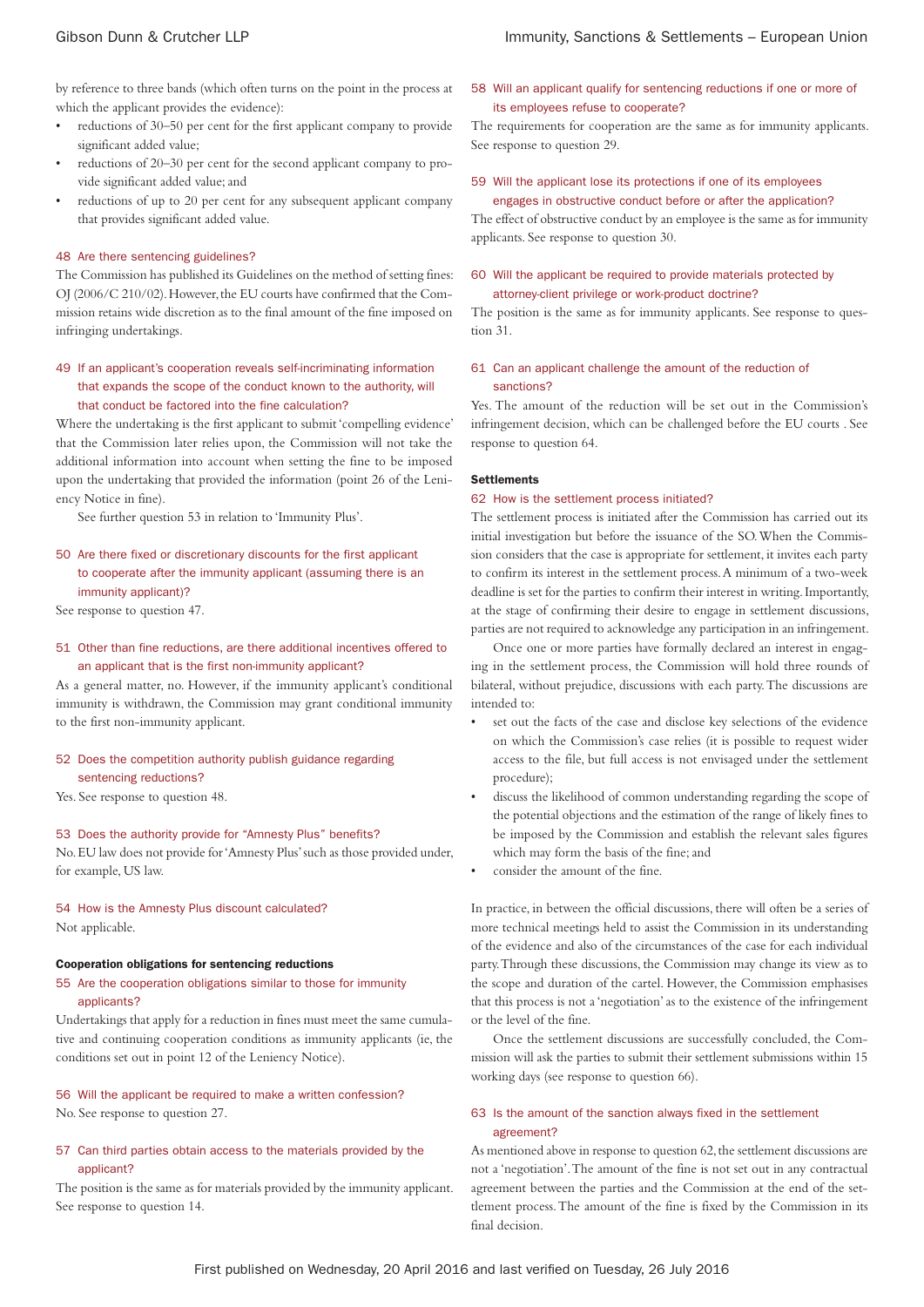by reference to three bands (which often turns on the point in the process at which the applicant provides the evidence):

- reductions of 30–50 per cent for the first applicant company to provide significant added value;
- reductions of 20–30 per cent for the second applicant company to provide significant added value; and
- reductions of up to 20 per cent for any subsequent applicant company that provides significant added value.

### 48 Are there sentencing guidelines?

The Commission has published its Guidelines on the method of setting fines: OJ (2006/C 210/02). However, the EU courts have confirmed that the Commission retains wide discretion as to the final amount of the fine imposed on infringing undertakings.

### 49 If an applicant's cooperation reveals self-incriminating information that expands the scope of the conduct known to the authority, will that conduct be factored into the fine calculation?

Where the undertaking is the first applicant to submit 'compelling evidence' that the Commission later relies upon, the Commission will not take the additional information into account when setting the fine to be imposed upon the undertaking that provided the information (point 26 of the Leniency Notice in fine).

See further question 53 in relation to 'Immunity Plus'.

### 50 Are there fixed or discretionary discounts for the first applicant to cooperate after the immunity applicant (assuming there is an immunity applicant)?

See response to question 47.

### 51 Other than fine reductions, are there additional incentives offered to an applicant that is the first non-immunity applicant?

As a general matter, no. However, if the immunity applicant's conditional immunity is withdrawn, the Commission may grant conditional immunity to the first non-immunity applicant.

### 52 Does the competition authority publish guidance regarding sentencing reductions?

Yes. See response to question 48.

### 53 Does the authority provide for "Amnesty Plus" benefits?

No. EU law does not provide for 'Amnesty Plus' such as those provided under, for example, US law.

### 54 How is the Amnesty Plus discount calculated?

Not applicable.

## Cooperation obligations for sentencing reductions

### 55 Are the cooperation obligations similar to those for immunity applicants?

Undertakings that apply for a reduction in fines must meet the same cumulative and continuing cooperation conditions as immunity applicants (ie, the conditions set out in point 12 of the Leniency Notice).

### 56 Will the applicant be required to make a written confession?

No. See response to question 27.

### 57 Can third parties obtain access to the materials provided by the applicant?

The position is the same as for materials provided by the immunity applicant. See response to question 14.

### 58 Will an applicant qualify for sentencing reductions if one or more of its employees refuse to cooperate?

The requirements for cooperation are the same as for immunity applicants. See response to question 29.

### 59 Will the applicant lose its protections if one of its employees engages in obstructive conduct before or after the application?

The effect of obstructive conduct by an employee is the same as for immunity applicants. See response to question 30.

### 60 Will the applicant be required to provide materials protected by attorney-client privilege or work-product doctrine?

The position is the same as for immunity applicants. See response to question 31.

### 61 Can an applicant challenge the amount of the reduction of sanctions?

Yes. The amount of the reduction will be set out in the Commission's infringement decision, which can be challenged before the EU courts . See response to question 64.

## Settlements

### 62 How is the settlement process initiated?

The settlement process is initiated after the Commission has carried out its initial investigation but before the issuance of the SO. When the Commission considers that the case is appropriate for settlement, it invites each party to confirm its interest in the settlement process. A minimum of a two-week deadline is set for the parties to confirm their interest in writing. Importantly, at the stage of confirming their desire to engage in settlement discussions, parties are not required to acknowledge any participation in an infringement.

Once one or more parties have formally declared an interest in engaging in the settlement process, the Commission will hold three rounds of bilateral, without prejudice, discussions with each party. The discussions are intended to:

- set out the facts of the case and disclose key selections of the evidence on which the Commission's case relies (it is possible to request wider access to the file, but full access is not envisaged under the settlement procedure);
- discuss the likelihood of common understanding regarding the scope of the potential objections and the estimation of the range of likely fines to be imposed by the Commission and establish the relevant sales figures which may form the basis of the fine; and
- consider the amount of the fine.

In practice, in between the official discussions, there will often be a series of more technical meetings held to assist the Commission in its understanding of the evidence and also of the circumstances of the case for each individual party. Through these discussions, the Commission may change its view as to the scope and duration of the cartel. However, the Commission emphasises that this process is not a 'negotiation' as to the existence of the infringement or the level of the fine.

Once the settlement discussions are successfully concluded, the Commission will ask the parties to submit their settlement submissions within 15 working days (see response to question 66).

### 63 Is the amount of the sanction always fixed in the settlement agreement?

As mentioned above in response to question 62, the settlement discussions are not a 'negotiation'. The amount of the fine is not set out in any contractual agreement between the parties and the Commission at the end of the settlement process. The amount of the fine is fixed by the Commission in its final decision.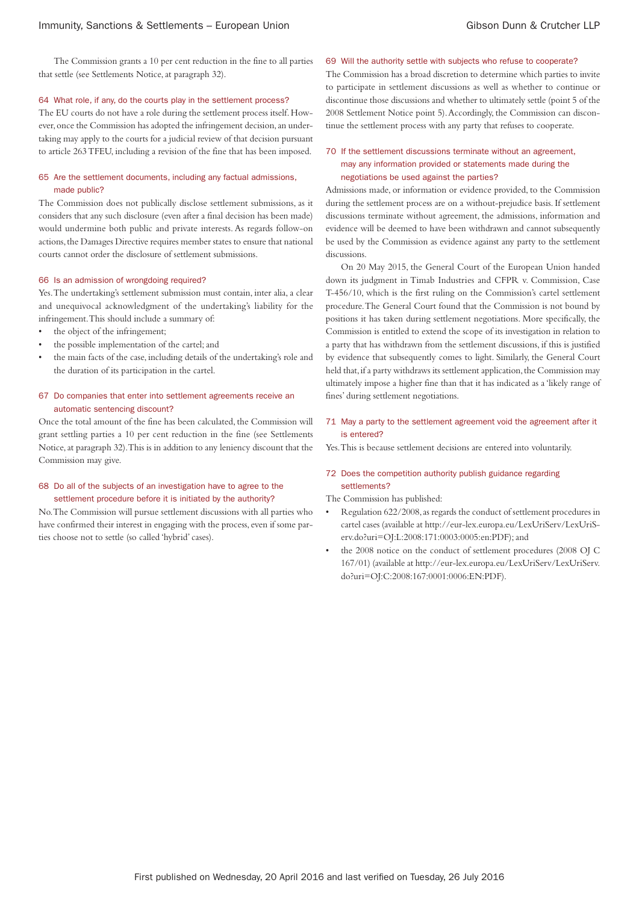The Commission grants a 10 per cent reduction in the fine to all parties that settle (see Settlements Notice, at paragraph 32).

### 64 What role, if any, do the courts play in the settlement process?

The EU courts do not have a role during the settlement process itself. However, once the Commission has adopted the infringement decision, an undertaking may apply to the courts for a judicial review of that decision pursuant to article 263 TFEU, including a revision of the fine that has been imposed.

### 65 Are the settlement documents, including any factual admissions, made public?

The Commission does not publically disclose settlement submissions, as it considers that any such disclosure (even after a final decision has been made) would undermine both public and private interests. As regards follow-on actions, the Damages Directive requires member states to ensure that national courts cannot order the disclosure of settlement submissions.

### 66 Is an admission of wrongdoing required?

Yes. The undertaking's settlement submission must contain, inter alia, a clear and unequivocal acknowledgment of the undertaking's liability for the infringement. This should include a summary of:

- the object of the infringement;
- the possible implementation of the cartel; and
- the main facts of the case, including details of the undertaking's role and the duration of its participation in the cartel.

### 67 Do companies that enter into settlement agreements receive an automatic sentencing discount?

Once the total amount of the fine has been calculated, the Commission will grant settling parties a 10 per cent reduction in the fine (see Settlements Notice, at paragraph 32). This is in addition to any leniency discount that the Commission may give.

### 68 Do all of the subjects of an investigation have to agree to the settlement procedure before it is initiated by the authority?

No. The Commission will pursue settlement discussions with all parties who have confirmed their interest in engaging with the process, even if some parties choose not to settle (so called 'hybrid' cases).

### 69 Will the authority settle with subjects who refuse to cooperate?

The Commission has a broad discretion to determine which parties to invite to participate in settlement discussions as well as whether to continue or discontinue those discussions and whether to ultimately settle (point 5 of the 2008 Settlement Notice point 5). Accordingly, the Commission can discontinue the settlement process with any party that refuses to cooperate.

### 70 If the settlement discussions terminate without an agreement, may any information provided or statements made during the negotiations be used against the parties?

Admissions made, or information or evidence provided, to the Commission during the settlement process are on a without-prejudice basis. If settlement discussions terminate without agreement, the admissions, information and evidence will be deemed to have been withdrawn and cannot subsequently be used by the Commission as evidence against any party to the settlement discussions.

On 20 May 2015, the General Court of the European Union handed down its judgment in Timab Industries and CFPR v. Commission, Case T-456/10, which is the first ruling on the Commission's cartel settlement procedure. The General Court found that the Commission is not bound by positions it has taken during settlement negotiations. More specifically, the Commission is entitled to extend the scope of its investigation in relation to a party that has withdrawn from the settlement discussions, if this is justified by evidence that subsequently comes to light. Similarly, the General Court held that, if a party withdraws its settlement application, the Commission may ultimately impose a higher fine than that it has indicated as a 'likely range of fines' during settlement negotiations.

### 71 May a party to the settlement agreement void the agreement after it is entered?

Yes. This is because settlement decisions are entered into voluntarily.

### 72 Does the competition authority publish guidance regarding settlements?

The Commission has published:

- Regulation 622/2008, as regards the conduct of settlement procedures in cartel cases (available at http://eur-lex.europa.eu/LexUriServ/LexUriServ.do?uri=OJ:L:2008:171:0003:0005:en:PDF); and
- the 2008 notice on the conduct of settlement procedures (2008 OJ C 167/01) (available at http://eur-lex.europa.eu/LexUriServ/LexUriServ.do?uri=OJ:C:2008:167:0001:0006:EN:PDF).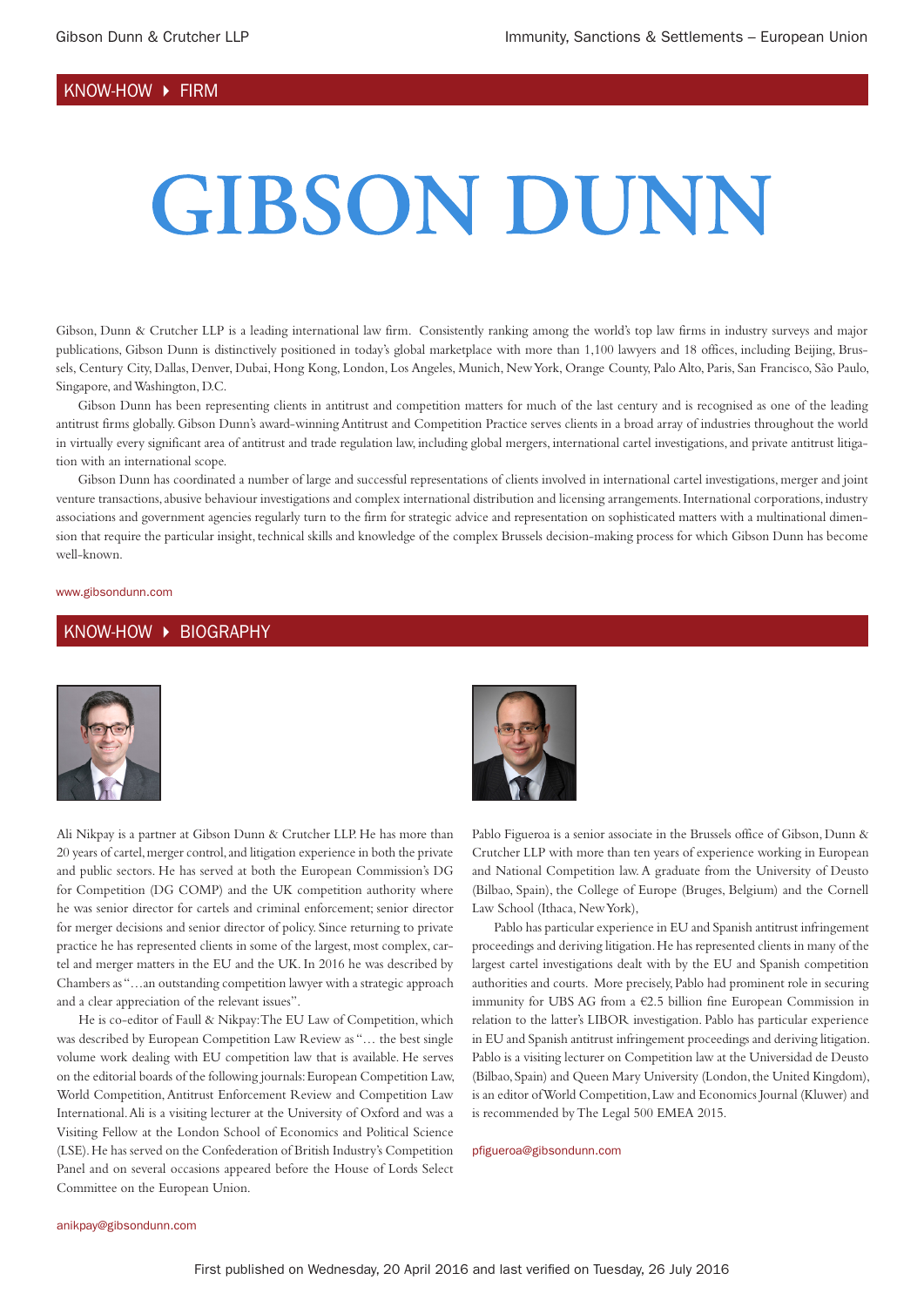## KNOW-HOW ▸ FIRM

# GIBSON DUNN

Gibson, Dunn & Crutcher LLP is a leading international law firm. Consistently ranking among the world's top law firms in industry surveys and major publications, Gibson Dunn is distinctively positioned in today's global marketplace with more than 1,100 lawyers and 18 offices, including Beijing, Brussels, Century City, Dallas, Denver, Dubai, Hong Kong, London, Los Angeles, Munich, New York, Orange County, Palo Alto, Paris, San Francisco, São Paulo, Singapore, and Washington, D.C.

Gibson Dunn has been representing clients in antitrust and competition matters for much of the last century and is recognised as one of the leading antitrust firms globally. Gibson Dunn's award-winning Antitrust and Competition Practice serves clients in a broad array of industries throughout the world in virtually every significant area of antitrust and trade regulation law, including global mergers, international cartel investigations, and private antitrust litigation with an international scope.

Gibson Dunn has coordinated a number of large and successful representations of clients involved in international cartel investigations, merger and joint venture transactions, abusive behaviour investigations and complex international distribution and licensing arrangements. International corporations, industry associations and government agencies regularly turn to the firm for strategic advice and representation on sophisticated matters with a multinational dimension that require the particular insight, technical skills and knowledge of the complex Brussels decision-making process for which Gibson Dunn has become well-known.

www.gibsondunn.com

## KNOW-HOW ▸ BIOGRAPHY

Ali Nikpay is a partner at Gibson Dunn & Crutcher LLP. He has more than 20 years of cartel, merger control, and litigation experience in both the private and public sectors. He has served at both the European Commission's DG for Competition (DG COMP) and the UK competition authority where he was senior director for cartels and criminal enforcement; senior director for merger decisions and senior director of policy. Since returning to private practice he has represented clients in some of the largest, most complex, cartel and merger matters in the EU and the UK. In 2016 he was described by Chambers as "…an outstanding competition lawyer with a strategic approach and a clear appreciation of the relevant issues".

He is co-editor of Faull & Nikpay: The EU Law of Competition, which was described by European Competition Law Review as "… the best single volume work dealing with EU competition law that is available. He serves on the editorial boards of the following journals: European Competition Law, World Competition, Antitrust Enforcement Review and Competition Law International. Ali is a visiting lecturer at the University of Oxford and was a Visiting Fellow at the London School of Economics and Political Science (LSE). He has served on the Confederation of British Industry's Competition Panel and on several occasions appeared before the House of Lords Select Committee on the European Union.

anikpay@gibsondunn.com

Pablo Figueroa is a senior associate in the Brussels office of Gibson, Dunn & Crutcher LLP with more than ten years of experience working in European and National Competition law. A graduate from the University of Deusto (Bilbao, Spain), the College of Europe (Bruges, Belgium) and the Cornell Law School (Ithaca, New York),

Pablo has particular experience in EU and Spanish antitrust infringement proceedings and deriving litigation. He has represented clients in many of the largest cartel investigations dealt with by the EU and Spanish competition authorities and courts. More precisely, Pablo had prominent role in securing immunity for UBS AG from a €2.5 billion fine European Commission in relation to the latter's LIBOR investigation. Pablo has particular experience in EU and Spanish antitrust infringement proceedings and deriving litigation. Pablo is a visiting lecturer on Competition law at the Universidad de Deusto (Bilbao, Spain) and Queen Mary University (London, the United Kingdom), is an editor of World Competition, Law and Economics Journal (Kluwer) and is recommended by The Legal 500 EMEA 2015.

pfigueroa@gibsondunn.com

First published on Wednesday, 20 April 2016 and last verified on Tuesday, 26 July 2016